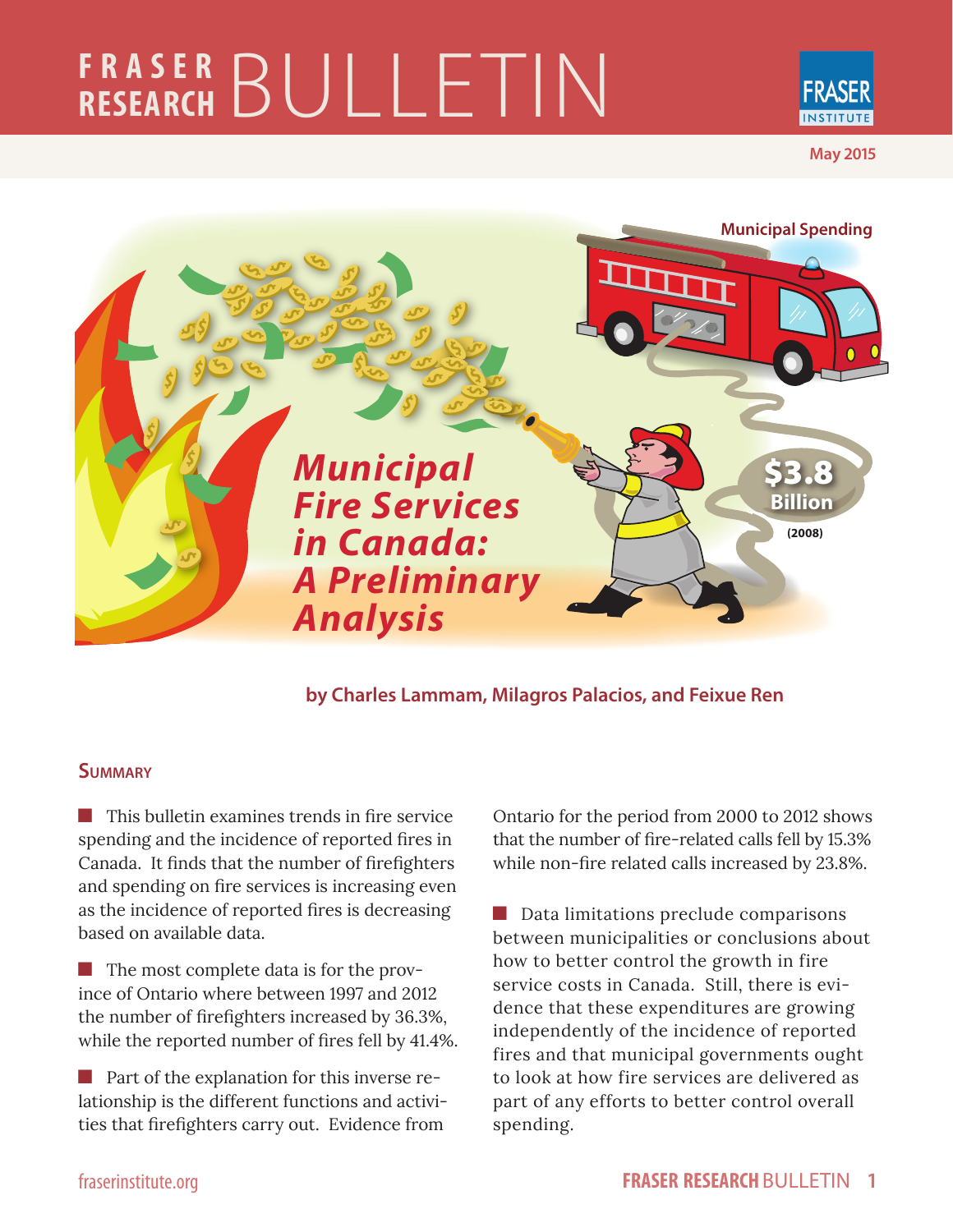FRASER RESEARCH BULLETIN

May 2015

# Municipal Fire Services in Canada: A Preliminary Analysis

Municipal Spending

$3.8 Billion (2008)

by Charles Lammam, Milagros Palacios, and Feixue Ren

## Summary

- This bulletin examines trends in fire service spending and the incidence of reported fires in Canada. It finds that the number of firefighters and spending on fire services is increasing even as the incidence of reported fires is decreasing based on available data.

- The most complete data is for the province of Ontario where between 1997 and 2012 the number of firefighters increased by 36.3%, while the reported number of fires fell by 41.4%.

- Part of the explanation for this inverse relationship is the different functions and activities that firefighters carry out. Evidence from Ontario for the period from 2000 to 2012 shows that the number of fire-related calls fell by 15.3% while non-fire related calls increased by 23.8%.

- Data limitations preclude comparisons between municipalities or conclusions about how to better control the growth in fire service costs in Canada. Still, there is evidence that these expenditures are growing independently of the incidence of reported fires and that municipal governments ought to look at how fire services are delivered as part of any efforts to better control overall spending.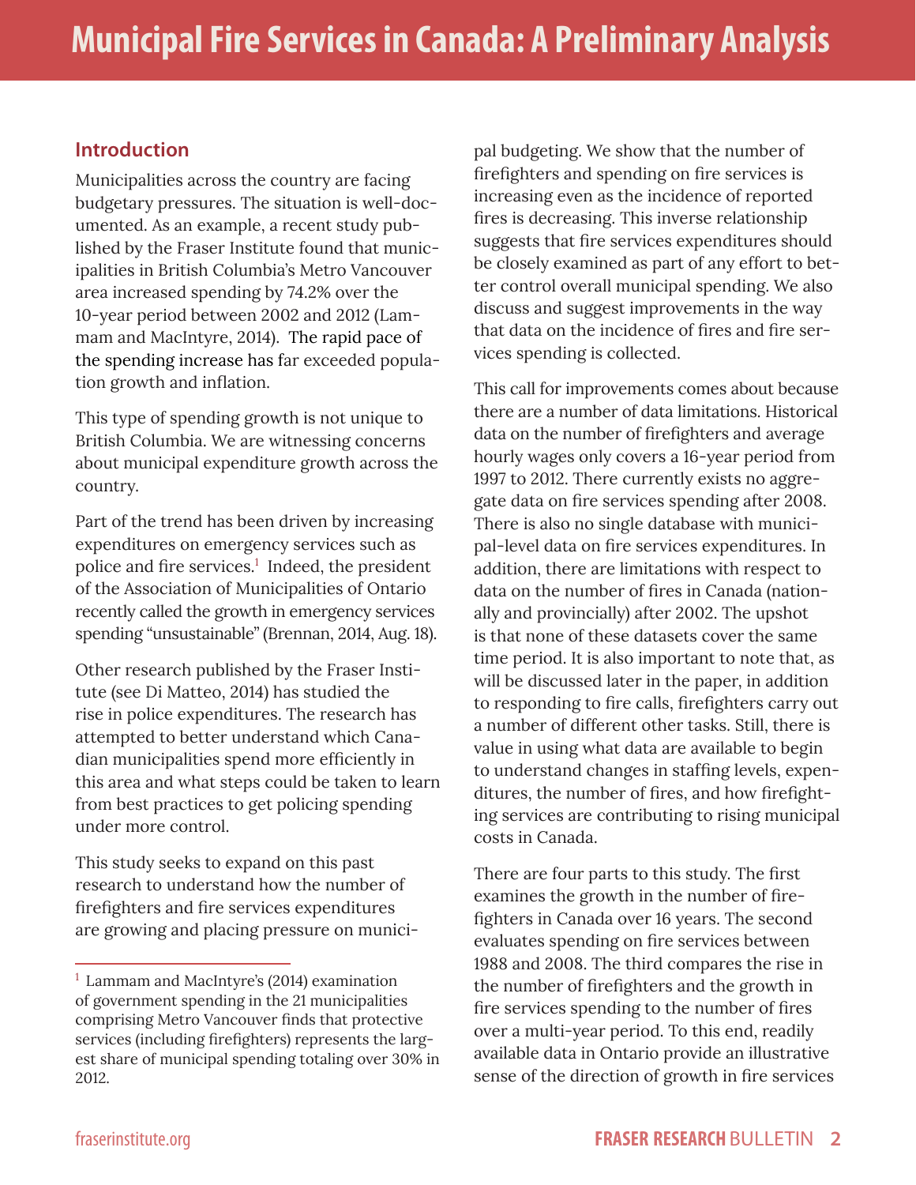## Introduction

Municipalities across the country are facing budgetary pressures. The situation is well-documented. As an example, a recent study published by the Fraser Institute found that municipalities in British Columbia's Metro Vancouver area increased spending by 74.2% over the 10-year period between 2002 and 2012 (Lammam and MacIntyre, 2014). The rapid pace of the spending increase has far exceeded population growth and inflation.

This type of spending growth is not unique to British Columbia. We are witnessing concerns about municipal expenditure growth across the country.

Part of the trend has been driven by increasing expenditures on emergency services such as police and fire services.[1] Indeed, the president of the Association of Municipalities of Ontario recently called the growth in emergency services spending "unsustainable" (Brennan, 2014, Aug. 18).

Other research published by the Fraser Institute (see Di Matteo, 2014) has studied the rise in police expenditures. The research has attempted to better understand which Canadian municipalities spend more efficiently in this area and what steps could be taken to learn from best practices to get policing spending under more control.

This study seeks to expand on this past research to understand how the number of firefighters and fire services expenditures are growing and placing pressure on municipal budgeting. We show that the number of firefighters and spending on fire services is increasing even as the incidence of reported fires is decreasing. This inverse relationship suggests that fire services expenditures should be closely examined as part of any effort to better control overall municipal spending. We also discuss and suggest improvements in the way that data on the incidence of fires and fire services spending is collected.

This call for improvements comes about because there are a number of data limitations. Historical data on the number of firefighters and average hourly wages only covers a 16-year period from 1997 to 2012. There currently exists no aggregate data on fire services spending after 2008. There is also no single database with municipal-level data on fire services expenditures. In addition, there are limitations with respect to data on the number of fires in Canada (nationally and provincially) after 2002. The upshot is that none of these datasets cover the same time period. It is also important to note that, as will be discussed later in the paper, in addition to responding to fire calls, firefighters carry out a number of different other tasks. Still, there is value in using what data are available to begin to understand changes in staffing levels, expenditures, the number of fires, and how firefighting services are contributing to rising municipal costs in Canada.

There are four parts to this study. The first examines the growth in the number of firefighters in Canada over 16 years. The second evaluates spending on fire services between 1988 and 2008. The third compares the rise in the number of firefighters and the growth in fire services spending to the number of fires over a multi-year period. To this end, readily available data in Ontario provide an illustrative sense of the direction of growth in fire services

[1] Lammam and MacIntyre's (2014) examination of government spending in the 21 municipalities comprising Metro Vancouver finds that protective services (including firefighters) represents the largest share of municipal spending totaling over 30% in 2012.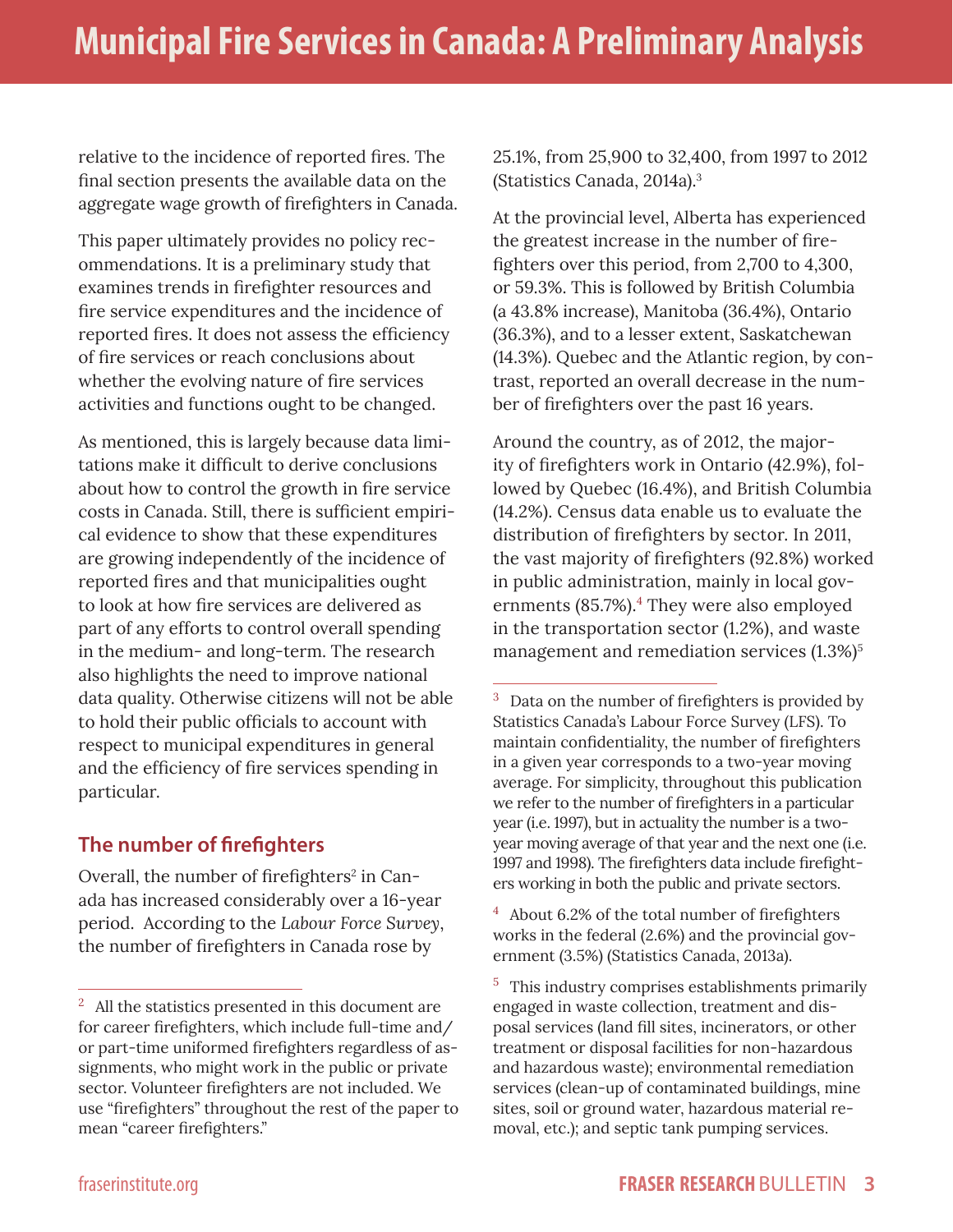relative to the incidence of reported fires. The final section presents the available data on the aggregate wage growth of firefighters in Canada.

This paper ultimately provides no policy recommendations. It is a preliminary study that examines trends in firefighter resources and fire service expenditures and the incidence of reported fires. It does not assess the efficiency of fire services or reach conclusions about whether the evolving nature of fire services activities and functions ought to be changed.

As mentioned, this is largely because data limitations make it difficult to derive conclusions about how to control the growth in fire service costs in Canada. Still, there is sufficient empirical evidence to show that these expenditures are growing independently of the incidence of reported fires and that municipalities ought to look at how fire services are delivered as part of any efforts to control overall spending in the medium- and long-term. The research also highlights the need to improve national data quality. Otherwise citizens will not be able to hold their public officials to account with respect to municipal expenditures in general and the efficiency of fire services spending in particular.

## The number of firefighters

Overall, the number of firefighters[2] in Canada has increased considerably over a 16-year period. According to the *Labour Force Survey*, the number of firefighters in Canada rose by 25.1%, from 25,900 to 32,400, from 1997 to 2012 (Statistics Canada, 2014a).[3]

At the provincial level, Alberta has experienced the greatest increase in the number of firefighters over this period, from 2,700 to 4,300, or 59.3%. This is followed by British Columbia (a 43.8% increase), Manitoba (36.4%), Ontario (36.3%), and to a lesser extent, Saskatchewan (14.3%). Quebec and the Atlantic region, by contrast, reported an overall decrease in the number of firefighters over the past 16 years.

Around the country, as of 2012, the majority of firefighters work in Ontario (42.9%), followed by Quebec (16.4%), and British Columbia (14.2%). Census data enable us to evaluate the distribution of firefighters by sector. In 2011, the vast majority of firefighters (92.8%) worked in public administration, mainly in local governments (85.7%).[4] They were also employed in the transportation sector (1.2%), and waste management and remediation services (1.3%)[5]

---

[2] All the statistics presented in this document are for career firefighters, which include full-time and/or part-time uniformed firefighters regardless of assignments, who might work in the public or private sector. Volunteer firefighters are not included. We use "firefighters" throughout the rest of the paper to mean "career firefighters."

[3] Data on the number of firefighters is provided by Statistics Canada's Labour Force Survey (LFS). To maintain confidentiality, the number of firefighters in a given year corresponds to a two-year moving average. For simplicity, throughout this publication we refer to the number of firefighters in a particular year (i.e. 1997), but in actuality the number is a two-year moving average of that year and the next one (i.e. 1997 and 1998). The firefighters data include firefighters working in both the public and private sectors.

[4] About 6.2% of the total number of firefighters works in the federal (2.6%) and the provincial government (3.5%) (Statistics Canada, 2013a).

[5] This industry comprises establishments primarily engaged in waste collection, treatment and disposal services (land fill sites, incinerators, or other treatment or disposal facilities for non-hazardous and hazardous waste); environmental remediation services (clean-up of contaminated buildings, mine sites, soil or ground water, hazardous material removal, etc.); and septic tank pumping services.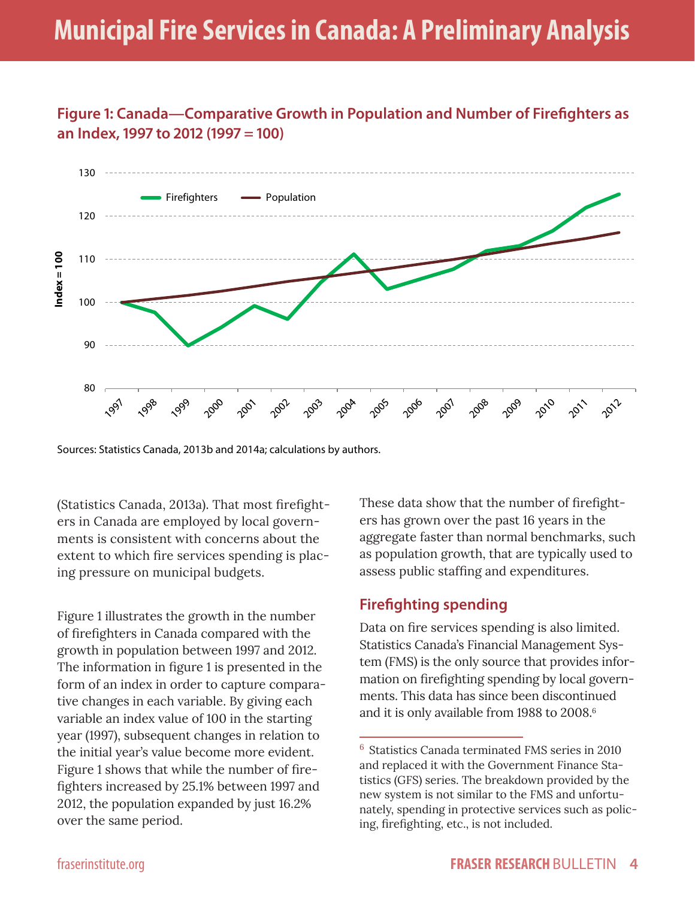**Figure 1: Canada—Comparative Growth in Population and Number of Firefighters as an Index, 1997 to 2012 (1997 = 100)**

Sources: Statistics Canada, 2013b and 2014a; calculations by authors.

(Statistics Canada, 2013a). That most firefighters in Canada are employed by local governments is consistent with concerns about the extent to which fire services spending is placing pressure on municipal budgets.

Figure 1 illustrates the growth in the number of firefighters in Canada compared with the growth in population between 1997 and 2012. The information in figure 1 is presented in the form of an index in order to capture comparative changes in each variable. By giving each variable an index value of 100 in the starting year (1997), subsequent changes in relation to the initial year's value become more evident. Figure 1 shows that while the number of firefighters increased by 25.1% between 1997 and 2012, the population expanded by just 16.2% over the same period.

These data show that the number of firefighters has grown over the past 16 years in the aggregate faster than normal benchmarks, such as population growth, that are typically used to assess public staffing and expenditures.

## Firefighting spending

Data on fire services spending is also limited. Statistics Canada's Financial Management System (FMS) is the only source that provides information on firefighting spending by local governments. This data has since been discontinued and it is only available from 1988 to 2008.[6]

[6] Statistics Canada terminated FMS series in 2010 and replaced it with the Government Finance Statistics (GFS) series. The breakdown provided by the new system is not similar to the FMS and unfortunately, spending in protective services such as policing, firefighting, etc., is not included.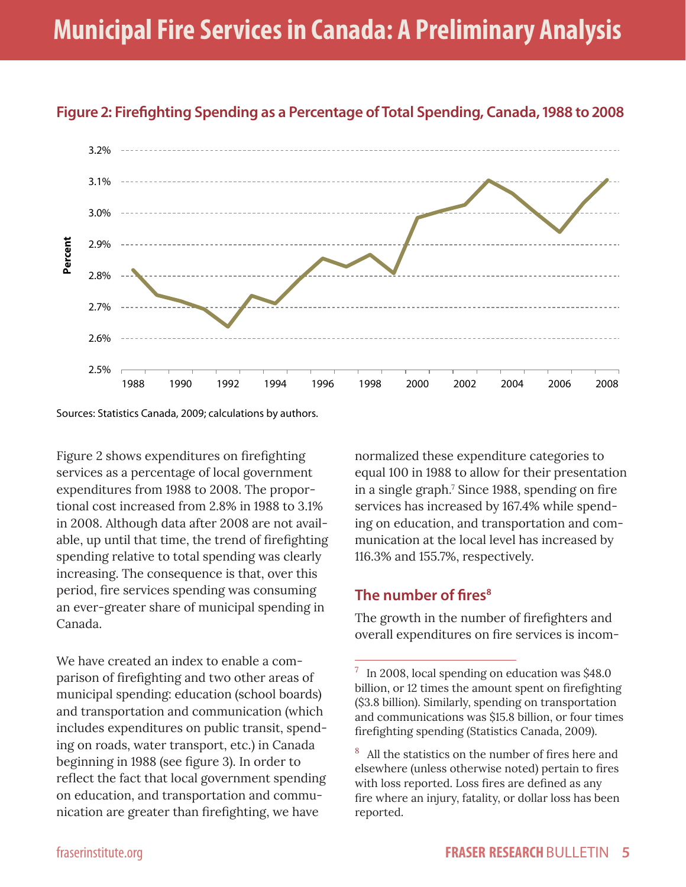**Figure 2: Firefighting Spending as a Percentage of Total Spending, Canada, 1988 to 2008**

Sources: Statistics Canada, 2009; calculations by authors.

Figure 2 shows expenditures on firefighting services as a percentage of local government expenditures from 1988 to 2008. The proportional cost increased from 2.8% in 1988 to 3.1% in 2008. Although data after 2008 are not available, up until that time, the trend of firefighting spending relative to total spending was clearly increasing. The consequence is that, over this period, fire services spending was consuming an ever-greater share of municipal spending in Canada.

We have created an index to enable a comparison of firefighting and two other areas of municipal spending: education (school boards) and transportation and communication (which includes expenditures on public transit, spending on roads, water transport, etc.) in Canada beginning in 1988 (see figure 3). In order to reflect the fact that local government spending on education, and transportation and communication are greater than firefighting, we have normalized these expenditure categories to equal 100 in 1988 to allow for their presentation in a single graph.[7] Since 1988, spending on fire services has increased by 167.4% while spending on education, and transportation and communication at the local level has increased by 116.3% and 155.7%, respectively.

## The number of fires[8]

The growth in the number of firefighters and overall expenditures on fire services is incom-

---

[7] In 2008, local spending on education was $48.0 billion, or 12 times the amount spent on firefighting ($3.8 billion). Similarly, spending on transportation and communications was $15.8 billion, or four times firefighting spending (Statistics Canada, 2009).

[8] All the statistics on the number of fires here and elsewhere (unless otherwise noted) pertain to fires with loss reported. Loss fires are defined as any fire where an injury, fatality, or dollar loss has been reported.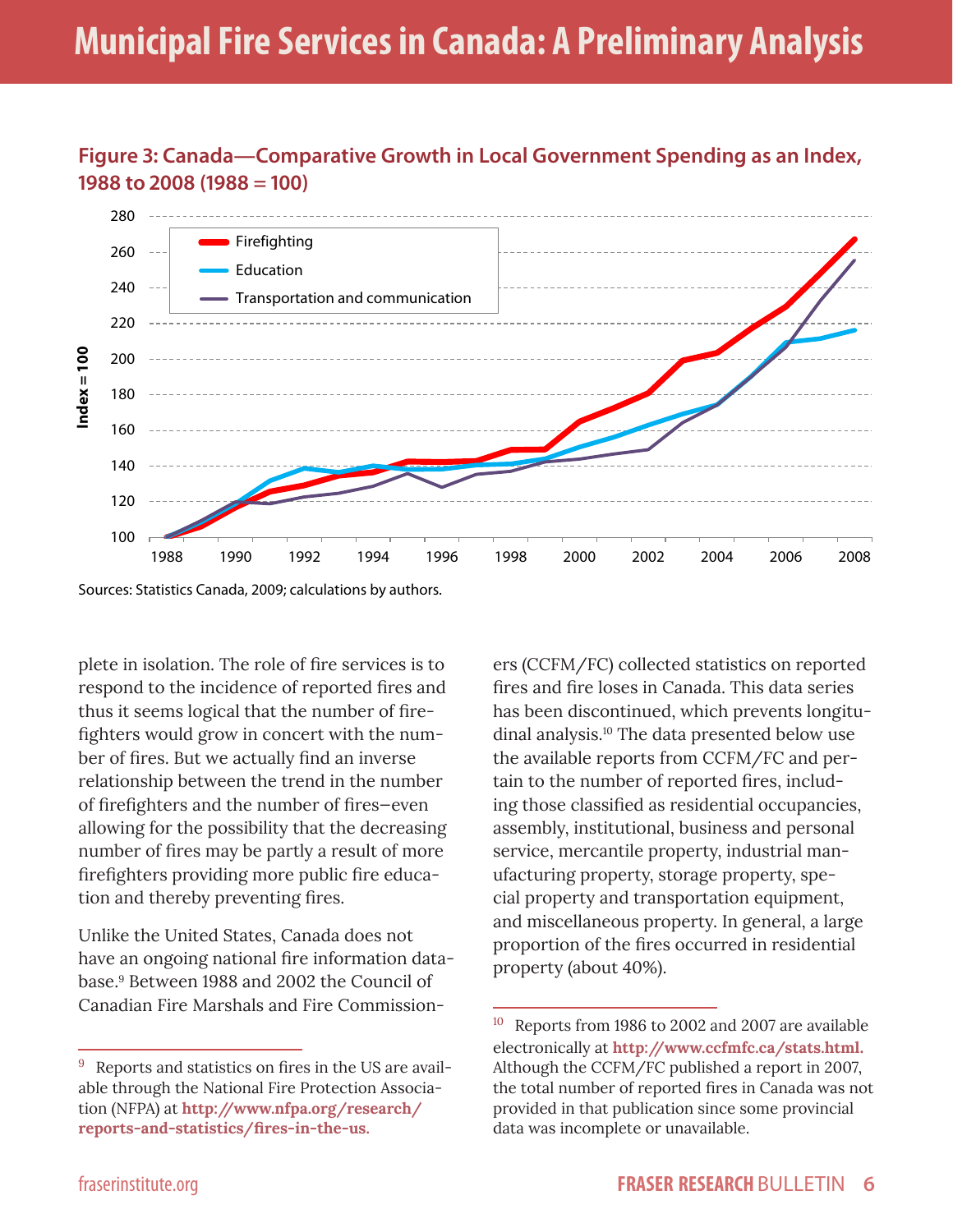**Figure 3: Canada—Comparative Growth in Local Government Spending as an Index, 1988 to 2008 (1988 = 100)**

Sources: Statistics Canada, 2009; calculations by authors.

plete in isolation. The role of fire services is to respond to the incidence of reported fires and thus it seems logical that the number of firefighters would grow in concert with the number of fires. But we actually find an inverse relationship between the trend in the number of firefighters and the number of fires—even allowing for the possibility that the decreasing number of fires may be partly a result of more firefighters providing more public fire education and thereby preventing fires.

Unlike the United States, Canada does not have an ongoing national fire information database.[9] Between 1988 and 2002 the Council of Canadian Fire Marshals and Fire Commissioners (CCFM/FC) collected statistics on reported fires and fire loses in Canada. This data series has been discontinued, which prevents longitudinal analysis.[10] The data presented below use the available reports from CCFM/FC and pertain to the number of reported fires, including those classified as residential occupancies, assembly, institutional, business and personal service, mercantile property, industrial manufacturing property, storage property, special property and transportation equipment, and miscellaneous property. In general, a large proportion of the fires occurred in residential property (about 40%).

---

[9] Reports and statistics on fires in the US are available through the National Fire Protection Association (NFPA) at **http://www.nfpa.org/research/reports-and-statistics/fires-in-the-us.**

[10] Reports from 1986 to 2002 and 2007 are available electronically at **http://www.ccfmfc.ca/stats.html.** Although the CCFM/FC published a report in 2007, the total number of reported fires in Canada was not provided in that publication since some provincial data was incomplete or unavailable.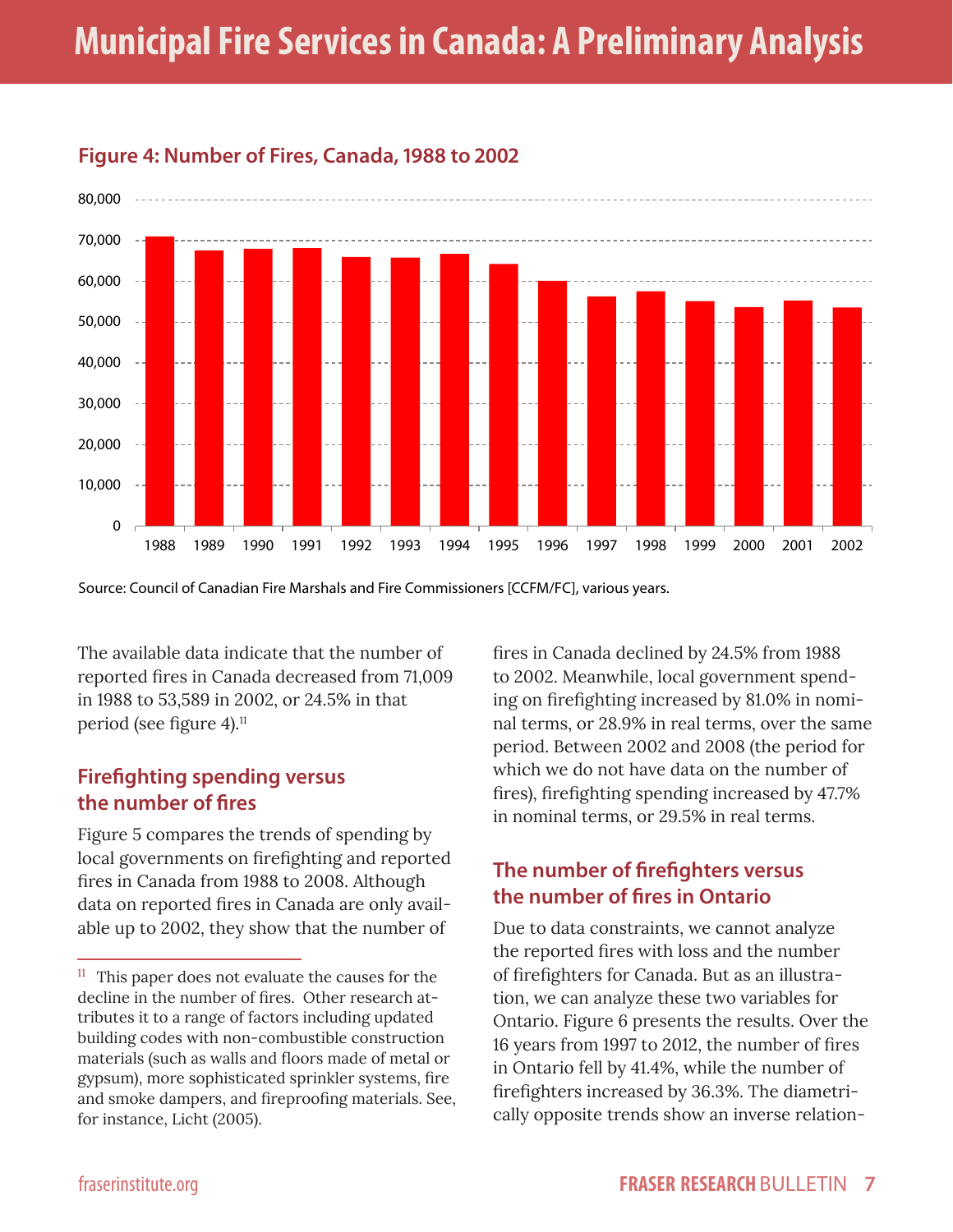#### Figure 4: Number of Fires, Canada, 1988 to 2002

Source: Council of Canadian Fire Marshals and Fire Commissioners [CCFM/FC], various years.

The available data indicate that the number of reported fires in Canada decreased from 71,009 in 1988 to 53,589 in 2002, or 24.5% in that period (see figure 4).[11]

### Firefighting spending versus the number of fires

Figure 5 compares the trends of spending by local governments on firefighting and reported fires in Canada from 1988 to 2008. Although data on reported fires in Canada are only available up to 2002, they show that the number of fires in Canada declined by 24.5% from 1988 to 2002. Meanwhile, local government spending on firefighting increased by 81.0% in nominal terms, or 28.9% in real terms, over the same period. Between 2002 and 2008 (the period for which we do not have data on the number of fires), firefighting spending increased by 47.7% in nominal terms, or 29.5% in real terms.

### The number of firefighters versus the number of fires in Ontario

Due to data constraints, we cannot analyze the reported fires with loss and the number of firefighters for Canada. But as an illustration, we can analyze these two variables for Ontario. Figure 6 presents the results. Over the 16 years from 1997 to 2012, the number of fires in Ontario fell by 41.4%, while the number of firefighters increased by 36.3%. The diametrically opposite trends show an inverse relation-

---

[11] This paper does not evaluate the causes for the decline in the number of fires. Other research attributes it to a range of factors including updated building codes with non-combustible construction materials (such as walls and floors made of metal or gypsum), more sophisticated sprinkler systems, fire and smoke dampers, and fireproofing materials. See, for instance, Licht (2005).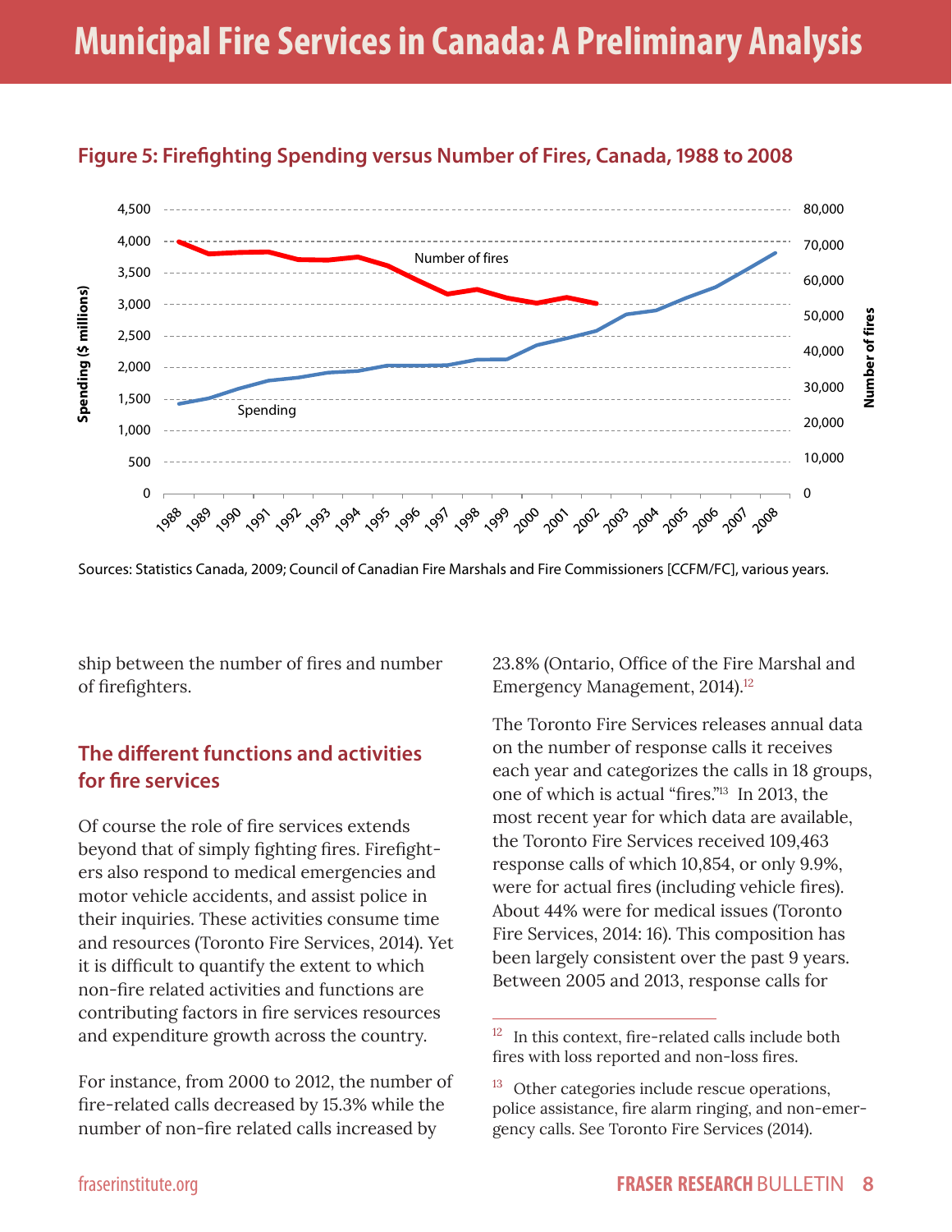**Figure 5: Firefighting Spending versus Number of Fires, Canada, 1988 to 2008**

Sources: Statistics Canada, 2009; Council of Canadian Fire Marshals and Fire Commissioners [CCFM/FC], various years.

ship between the number of fires and number of firefighters.

## The different functions and activities for fire services

Of course the role of fire services extends beyond that of simply fighting fires. Firefighters also respond to medical emergencies and motor vehicle accidents, and assist police in their inquiries. These activities consume time and resources (Toronto Fire Services, 2014). Yet it is difficult to quantify the extent to which non-fire related activities and functions are contributing factors in fire services resources and expenditure growth across the country.

For instance, from 2000 to 2012, the number of fire-related calls decreased by 15.3% while the number of non-fire related calls increased by 23.8% (Ontario, Office of the Fire Marshal and Emergency Management, 2014).[12]

The Toronto Fire Services releases annual data on the number of response calls it receives each year and categorizes the calls in 18 groups, one of which is actual "fires."[13] In 2013, the most recent year for which data are available, the Toronto Fire Services received 109,463 response calls of which 10,854, or only 9.9%, were for actual fires (including vehicle fires). About 44% were for medical issues (Toronto Fire Services, 2014: 16). This composition has been largely consistent over the past 9 years. Between 2005 and 2013, response calls for

[12] In this context, fire-related calls include both fires with loss reported and non-loss fires.

[13] Other categories include rescue operations, police assistance, fire alarm ringing, and non-emergency calls. See Toronto Fire Services (2014).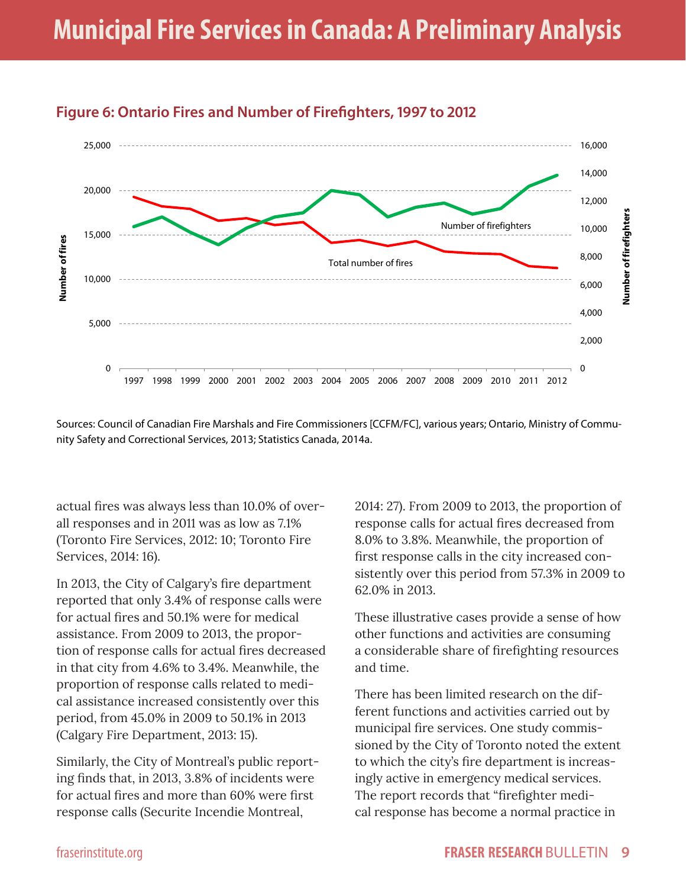## Figure 6: Ontario Fires and Number of Firefighters, 1997 to 2012

Sources: Council of Canadian Fire Marshals and Fire Commissioners [CCFM/FC], various years; Ontario, Ministry of Community Safety and Correctional Services, 2013; Statistics Canada, 2014a.

actual fires was always less than 10.0% of overall responses and in 2011 was as low as 7.1% (Toronto Fire Services, 2012: 10; Toronto Fire Services, 2014: 16).

In 2013, the City of Calgary's fire department reported that only 3.4% of response calls were for actual fires and 50.1% were for medical assistance. From 2009 to 2013, the proportion of response calls for actual fires decreased in that city from 4.6% to 3.4%. Meanwhile, the proportion of response calls related to medical assistance increased consistently over this period, from 45.0% in 2009 to 50.1% in 2013 (Calgary Fire Department, 2013: 15).

Similarly, the City of Montreal's public reporting finds that, in 2013, 3.8% of incidents were for actual fires and more than 60% were first response calls (Securite Incendie Montreal, 2014: 27). From 2009 to 2013, the proportion of response calls for actual fires decreased from 8.0% to 3.8%. Meanwhile, the proportion of first response calls in the city increased consistently over this period from 57.3% in 2009 to 62.0% in 2013.

These illustrative cases provide a sense of how other functions and activities are consuming a considerable share of firefighting resources and time.

There has been limited research on the different functions and activities carried out by municipal fire services. One study commissioned by the City of Toronto noted the extent to which the city's fire department is increasingly active in emergency medical services. The report records that "firefighter medical response has become a normal practice in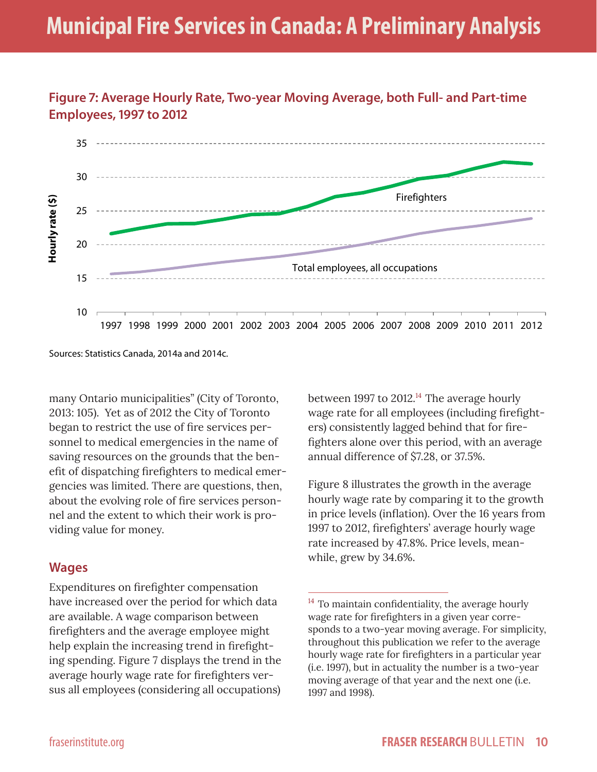**Figure 7: Average Hourly Rate, Two-year Moving Average, both Full- and Part-time Employees, 1997 to 2012**

Sources: Statistics Canada, 2014a and 2014c.

many Ontario municipalities" (City of Toronto, 2013: 105). Yet as of 2012 the City of Toronto began to restrict the use of fire services personnel to medical emergencies in the name of saving resources on the grounds that the benefit of dispatching firefighters to medical emergencies was limited. There are questions, then, about the evolving role of fire services personnel and the extent to which their work is providing value for money.

## Wages

Expenditures on firefighter compensation have increased over the period for which data are available. A wage comparison between firefighters and the average employee might help explain the increasing trend in firefighting spending. Figure 7 displays the trend in the average hourly wage rate for firefighters versus all employees (considering all occupations) between 1997 to 2012.[14] The average hourly wage rate for all employees (including firefighters) consistently lagged behind that for firefighters alone over this period, with an average annual difference of $7.28, or 37.5%.

Figure 8 illustrates the growth in the average hourly wage rate by comparing it to the growth in price levels (inflation). Over the 16 years from 1997 to 2012, firefighters' average hourly wage rate increased by 47.8%. Price levels, meanwhile, grew by 34.6%.

---

[14] To maintain confidentiality, the average hourly wage rate for firefighters in a given year corresponds to a two-year moving average. For simplicity, throughout this publication we refer to the average hourly wage rate for firefighters in a particular year (i.e. 1997), but in actuality the number is a two-year moving average of that year and the next one (i.e. 1997 and 1998).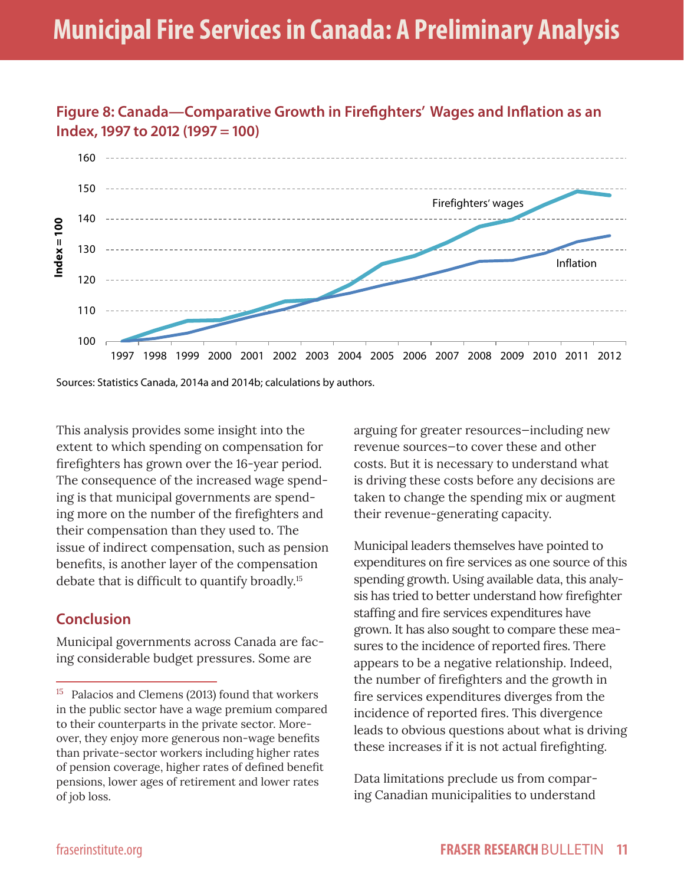### Figure 8: Canada—Comparative Growth in Firefighters' Wages and Inflation as an Index, 1997 to 2012 (1997 = 100)

Sources: Statistics Canada, 2014a and 2014b; calculations by authors.

This analysis provides some insight into the extent to which spending on compensation for firefighters has grown over the 16-year period. The consequence of the increased wage spending is that municipal governments are spending more on the number of the firefighters and their compensation than they used to. The issue of indirect compensation, such as pension benefits, is another layer of the compensation debate that is difficult to quantify broadly.[15]

## Conclusion

Municipal governments across Canada are facing considerable budget pressures. Some are arguing for greater resources—including new revenue sources—to cover these and other costs. But it is necessary to understand what is driving these costs before any decisions are taken to change the spending mix or augment their revenue-generating capacity.

Municipal leaders themselves have pointed to expenditures on fire services as one source of this spending growth. Using available data, this analysis has tried to better understand how firefighter staffing and fire services expenditures have grown. It has also sought to compare these measures to the incidence of reported fires. There appears to be a negative relationship. Indeed, the number of firefighters and the growth in fire services expenditures diverges from the incidence of reported fires. This divergence leads to obvious questions about what is driving these increases if it is not actual firefighting.

Data limitations preclude us from comparing Canadian municipalities to understand

[15] Palacios and Clemens (2013) found that workers in the public sector have a wage premium compared to their counterparts in the private sector. Moreover, they enjoy more generous non-wage benefits than private-sector workers including higher rates of pension coverage, higher rates of defined benefit pensions, lower ages of retirement and lower rates of job loss.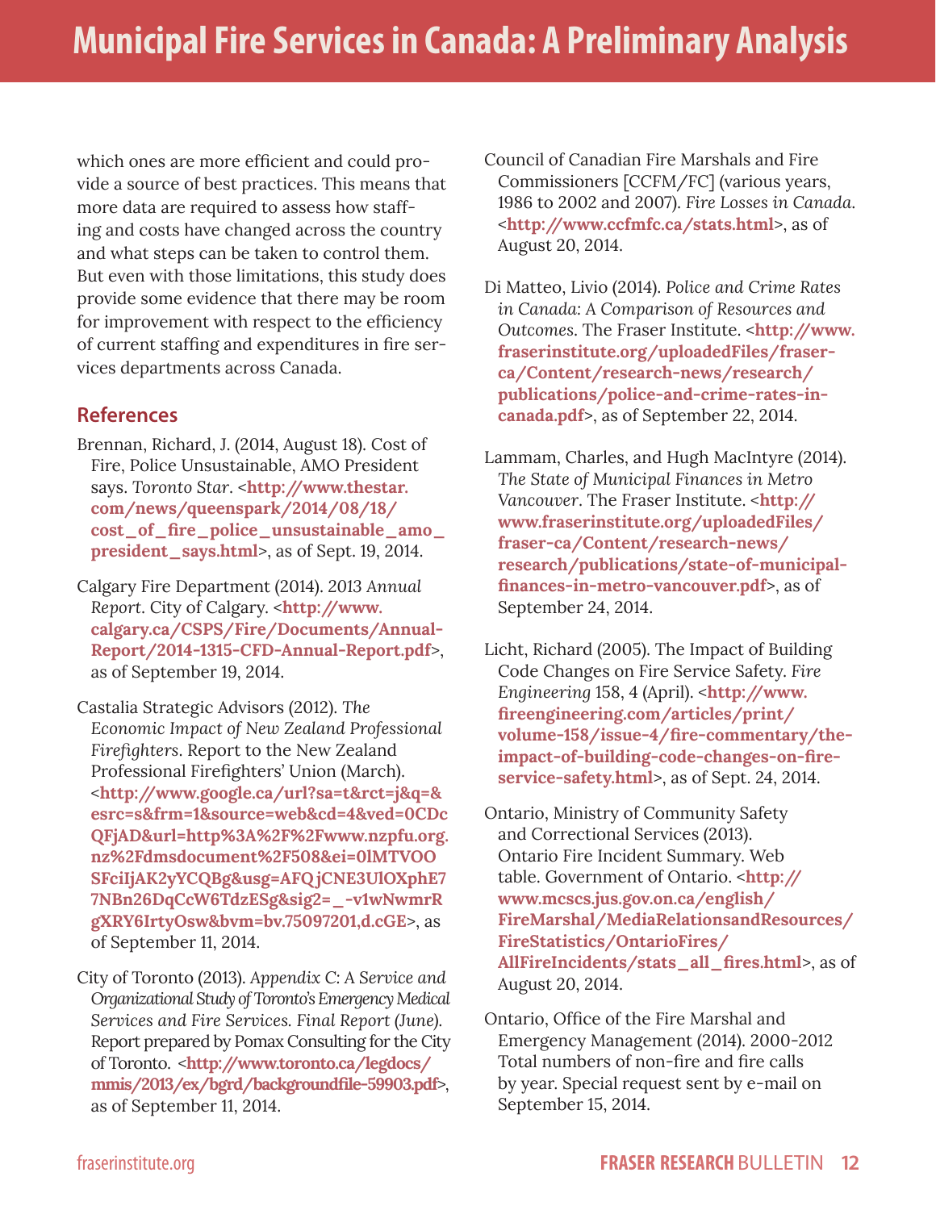which ones are more efficient and could provide a source of best practices. This means that more data are required to assess how staffing and costs have changed across the country and what steps can be taken to control them. But even with those limitations, this study does provide some evidence that there may be room for improvement with respect to the efficiency of current staffing and expenditures in fire services departments across Canada.

## References

Brennan, Richard, J. (2014, August 18). Cost of Fire, Police Unsustainable, AMO President says. *Toronto Star*. <**http://www.thestar.com/news/queenspark/2014/08/18/cost_of_fire_police_unsustainable_amo_president_says.html**>, as of Sept. 19, 2014.

Calgary Fire Department (2014). *2013 Annual Report*. City of Calgary. <**http://www.calgary.ca/CSPS/Fire/Documents/Annual-Report/2014-1315-CFD-Annual-Report.pdf**>, as of September 19, 2014.

Castalia Strategic Advisors (2012). *The Economic Impact of New Zealand Professional Firefighters*. Report to the New Zealand Professional Firefighters' Union (March). <**http://www.google.ca/url?sa=t&rct=j&q=&esrc=s&frm=1&source=web&cd=4&ved=0CDcQFjAD&url=http%3A%2F%2Fwww.nzpfu.org.nz%2Fdmsdocument%2F508&ei=0lMTVOOSFciIjAK2yYCQBg&usg=AFQjCNE3UlOXphE77NBn26DqCcW6TdzESg&sig2=_-v1wNwmrRgXRY6IrtyOsw&bvm=bv.75097201,d.cGE**>, as of September 11, 2014.

City of Toronto (2013). *Appendix C: A Service and Organizational Study of Toronto's Emergency Medical Services and Fire Services. Final Report (June)*. Report prepared by Pomax Consulting for the City of Toronto. <**http://www.toronto.ca/legdocs/mmis/2013/ex/bgrd/backgroundfile-59903.pdf**>, as of September 11, 2014.

Council of Canadian Fire Marshals and Fire Commissioners [CCFM/FC] (various years, 1986 to 2002 and 2007). *Fire Losses in Canada*. <**http://www.ccfmfc.ca/stats.html**>, as of August 20, 2014.

Di Matteo, Livio (2014). *Police and Crime Rates in Canada: A Comparison of Resources and Outcomes*. The Fraser Institute. <**http://www.fraserinstitute.org/uploadedFiles/fraser-ca/Content/research-news/research/publications/police-and-crime-rates-in-canada.pdf**>, as of September 22, 2014.

Lammam, Charles, and Hugh MacIntyre (2014). *The State of Municipal Finances in Metro Vancouver*. The Fraser Institute. <**http://www.fraserinstitute.org/uploadedFiles/fraser-ca/Content/research-news/research/publications/state-of-municipal-finances-in-metro-vancouver.pdf**>, as of September 24, 2014.

Licht, Richard (2005). The Impact of Building Code Changes on Fire Service Safety. *Fire Engineering* 158, 4 (April). <**http://www.fireengineering.com/articles/print/volume-158/issue-4/fire-commentary/the-impact-of-building-code-changes-on-fire-service-safety.html**>, as of Sept. 24, 2014.

Ontario, Ministry of Community Safety and Correctional Services (2013). Ontario Fire Incident Summary. Web table. Government of Ontario. <**http://www.mcscs.jus.gov.on.ca/english/FireMarshal/MediaRelationsandResources/FireStatistics/OntarioFires/AllFireIncidents/stats_all_fires.html**>, as of August 20, 2014.

Ontario, Office of the Fire Marshal and Emergency Management (2014). 2000-2012 Total numbers of non-fire and fire calls by year. Special request sent by e-mail on September 15, 2014.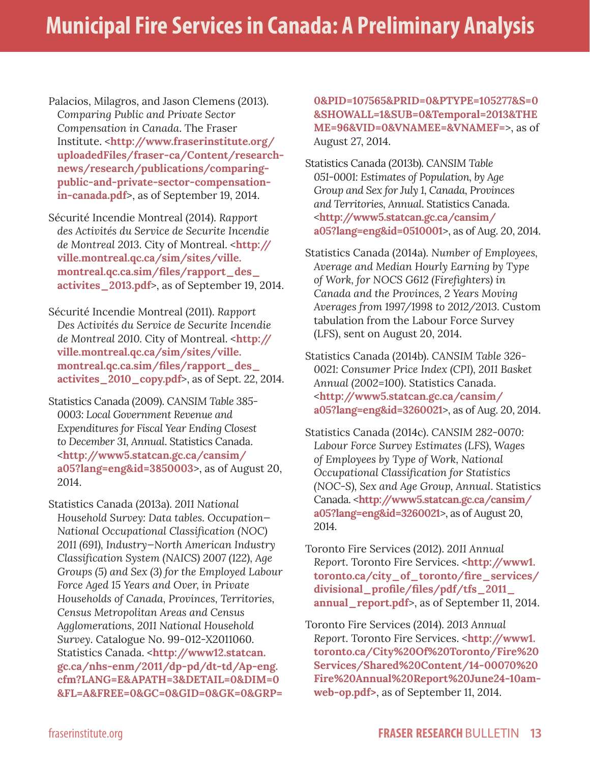Palacios, Milagros, and Jason Clemens (2013). *Comparing Public and Private Sector Compensation in Canada*. The Fraser Institute. <**http://www.fraserinstitute.org/uploadedFiles/fraser-ca/Content/research-news/research/publications/comparing-public-and-private-sector-compensation-in-canada.pdf**>, as of September 19, 2014.

Sécurité Incendie Montreal (2014). *Rapport des Activités du Service de Securite Incendie de Montreal* 2013. City of Montreal. <**http://ville.montreal.qc.ca/sim/sites/ville.montreal.qc.ca.sim/files/rapport_des_activites_2013.pdf**>, as of September 19, 2014.

Sécurité Incendie Montreal (2011). *Rapport Des Activités du Service de Securite Incendie de Montreal* 2010. City of Montreal. <**http://ville.montreal.qc.ca/sim/sites/ville.montreal.qc.ca.sim/files/rapport_des_activites_2010_copy.pdf**>, as of Sept. 22, 2014.

Statistics Canada (2009). *CANSIM Table 385-0003: Local Government Revenue and Expenditures for Fiscal Year Ending Closest to December 31, Annual*. Statistics Canada. <**http://www5.statcan.gc.ca/cansim/a05?lang=eng&id=3850003**>, as of August 20, 2014.

Statistics Canada (2013a). *2011 National Household Survey: Data tables. Occupation—National Occupational Classification (NOC) 2011 (691), Industry—North American Industry Classification System (NAICS) 2007 (122), Age Groups (5) and Sex (3) for the Employed Labour Force Aged 15 Years and Over, in Private Households of Canada, Provinces, Territories, Census Metropolitan Areas and Census Agglomerations, 2011 National Household Survey*. Catalogue No. 99-012-X2011060. Statistics Canada. <**http://www12.statcan.gc.ca/nhs-enm/2011/dp-pd/dt-td/Ap-eng.cfm?LANG=E&APATH=3&DETAIL=0&DIM=0&FL=A&FREE=0&GC=0&GID=0&GK=0&GRP=0&PID=107565&PRID=0&PTYPE=105277&S=0&SHOWALL=1&SUB=0&Temporal=2013&THEME=96&VID=0&VNAMEE=&VNAMEF=**>, as of August 27, 2014.

Statistics Canada (2013b). *CANSIM Table 051-0001: Estimates of Population, by Age Group and Sex for July 1, Canada, Provinces and Territories, Annual*. Statistics Canada. <**http://www5.statcan.gc.ca/cansim/a05?lang=eng&id=0510001**>, as of Aug. 20, 2014.

Statistics Canada (2014a). *Number of Employees, Average and Median Hourly Earning by Type of Work, for NOCS G612 (Firefighters) in Canada and the Provinces, 2 Years Moving Averages from 1997/1998 to 2012/2013*. Custom tabulation from the Labour Force Survey (LFS), sent on August 20, 2014.

Statistics Canada (2014b). *CANSIM Table 326-0021: Consumer Price Index (CPI), 2011 Basket Annual (2002=100)*. Statistics Canada. <**http://www5.statcan.gc.ca/cansim/a05?lang=eng&id=3260021**>, as of Aug. 20, 2014.

Statistics Canada (2014c). *CANSIM 282-0070: Labour Force Survey Estimates (LFS), Wages of Employees by Type of Work, National Occupational Classification for Statistics (NOC-S), Sex and Age Group, Annual*. Statistics Canada. <**http://www5.statcan.gc.ca/cansim/a05?lang=eng&id=3260021**>, as of August 20, 2014.

Toronto Fire Services (2012). *2011 Annual Report*. Toronto Fire Services. <**http://www1.toronto.ca/city_of_toronto/fire_services/divisional_profile/files/pdf/tfs_2011_annual_report.pdf**>, as of September 11, 2014.

Toronto Fire Services (2014). *2013 Annual Report*. Toronto Fire Services. <**http://www1.toronto.ca/City%20Of%20Toronto/Fire%20Services/Shared%20Content/14-00070%20Fire%20Annual%20Report%20June24-10am-web-op.pdf**>, as of September 11, 2014.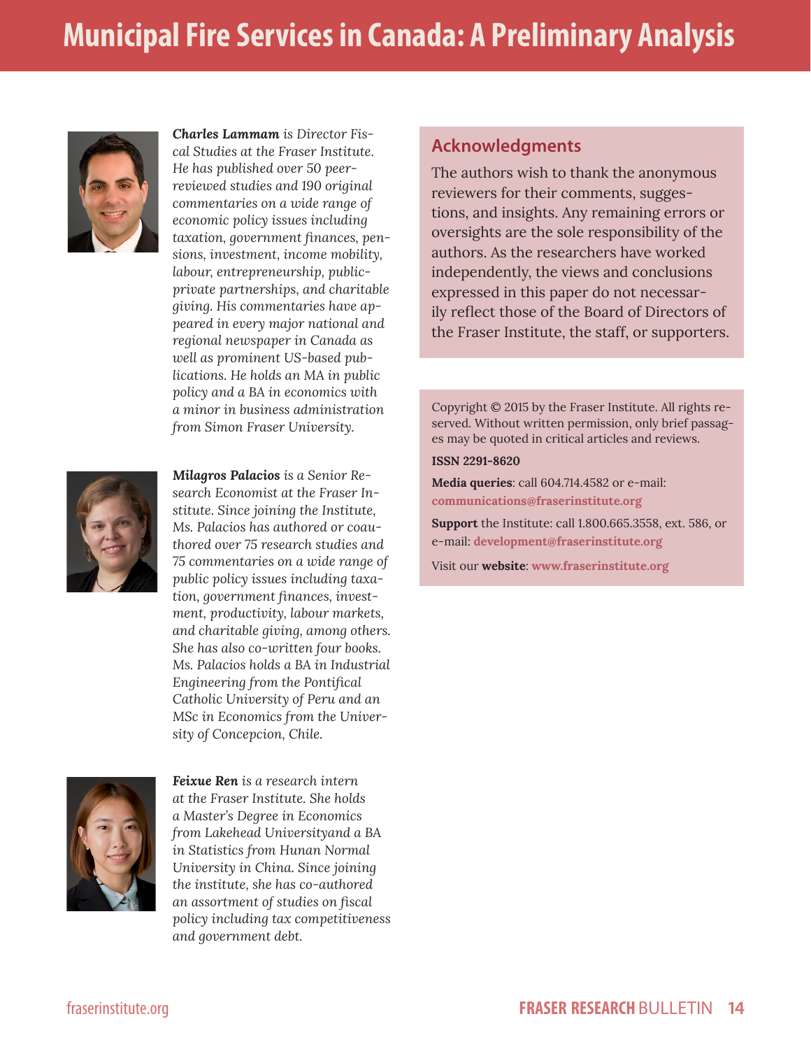***Charles Lammam*** *is Director Fiscal Studies at the Fraser Institute. He has published over 50 peer-reviewed studies and 190 original commentaries on a wide range of economic policy issues including taxation, government finances, pensions, investment, income mobility, labour, entrepreneurship, public-private partnerships, and charitable giving. His commentaries have appeared in every major national and regional newspaper in Canada as well as prominent US-based publications. He holds an MA in public policy and a BA in economics with a minor in business administration from Simon Fraser University.*

***Milagros Palacios*** *is a Senior Research Economist at the Fraser Institute. Since joining the Institute, Ms. Palacios has authored or coauthored over 75 research studies and 75 commentaries on a wide range of public policy issues including taxation, government finances, investment, productivity, labour markets, and charitable giving, among others. She has also co-written four books. Ms. Palacios holds a BA in Industrial Engineering from the Pontifical Catholic University of Peru and an MSc in Economics from the University of Concepcion, Chile.*

***Feixue Ren*** *is a research intern at the Fraser Institute. She holds a Master's Degree in Economics from Lakehead Universityand a BA in Statistics from Hunan Normal University in China. Since joining the institute, she has co-authored an assortment of studies on fiscal policy including tax competitiveness and government debt.*

## Acknowledgments

The authors wish to thank the anonymous reviewers for their comments, suggestions, and insights. Any remaining errors or oversights are the sole responsibility of the authors. As the researchers have worked independently, the views and conclusions expressed in this paper do not necessarily reflect those of the Board of Directors of the Fraser Institute, the staff, or supporters.

Copyright © 2015 by the Fraser Institute. All rights reserved. Without written permission, only brief passages may be quoted in critical articles and reviews.

**ISSN 2291-8620**

**Media queries**: call 604.714.4582 or e-mail: **communications@fraserinstitute.org**

**Support** the Institute: call 1.800.665.3558, ext. 586, or e-mail: **development@fraserinstitute.org**

Visit our **website**: **www.fraserinstitute.org**